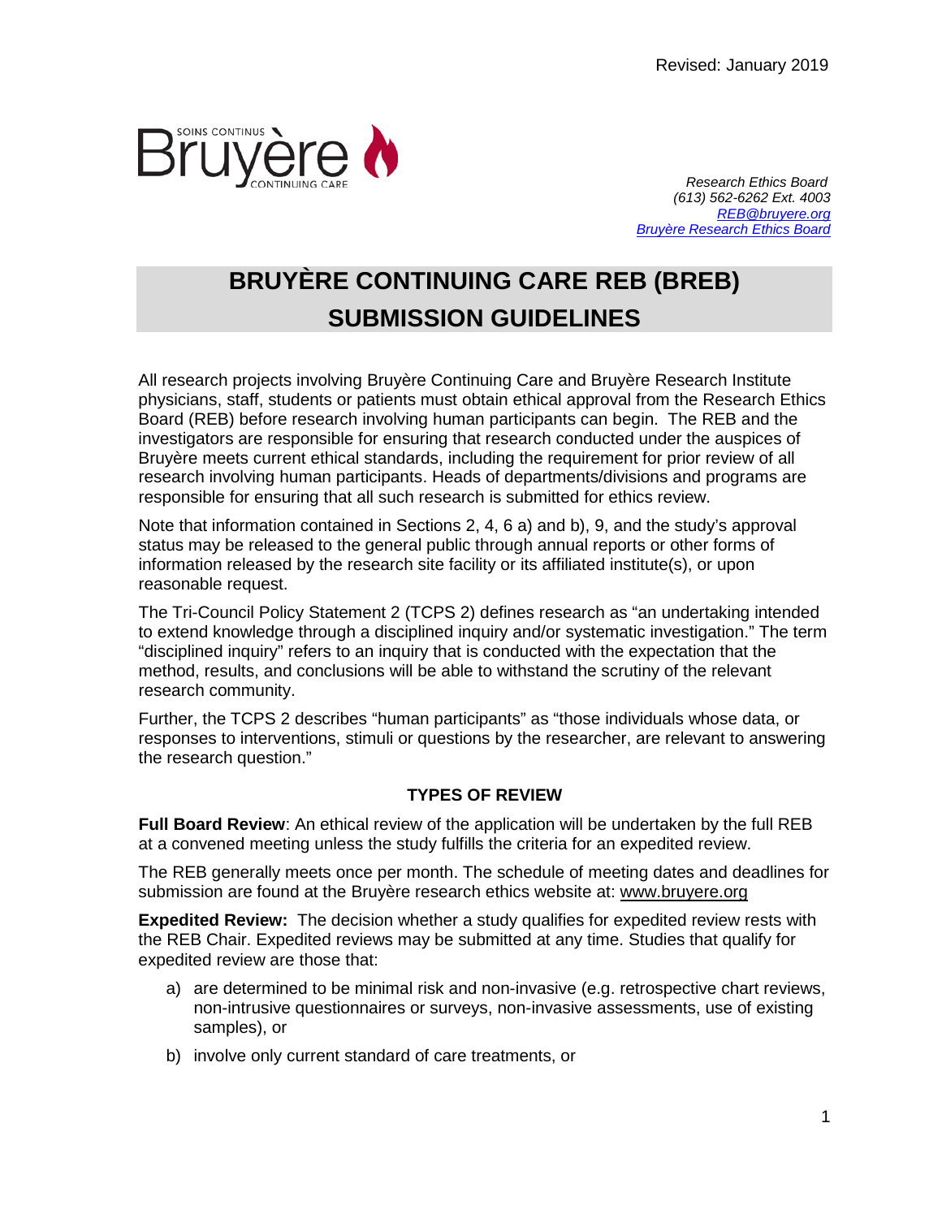Revised: January 2019

*Research Ethics Board*
*(613) 562-6262 Ext. 4003*
*REB@bruyere.org*
*Bruyère Research Ethics Board*

# BRUYÈRE CONTINUING CARE REB (BREB) SUBMISSION GUIDELINES

All research projects involving Bruyère Continuing Care and Bruyère Research Institute physicians, staff, students or patients must obtain ethical approval from the Research Ethics Board (REB) before research involving human participants can begin. The REB and the investigators are responsible for ensuring that research conducted under the auspices of Bruyère meets current ethical standards, including the requirement for prior review of all research involving human participants. Heads of departments/divisions and programs are responsible for ensuring that all such research is submitted for ethics review.

Note that information contained in Sections 2, 4, 6 a) and b), 9, and the study's approval status may be released to the general public through annual reports or other forms of information released by the research site facility or its affiliated institute(s), or upon reasonable request.

The Tri-Council Policy Statement 2 (TCPS 2) defines research as "an undertaking intended to extend knowledge through a disciplined inquiry and/or systematic investigation." The term "disciplined inquiry" refers to an inquiry that is conducted with the expectation that the method, results, and conclusions will be able to withstand the scrutiny of the relevant research community.

Further, the TCPS 2 describes "human participants" as "those individuals whose data, or responses to interventions, stimuli or questions by the researcher, are relevant to answering the research question."

## TYPES OF REVIEW

**Full Board Review**: An ethical review of the application will be undertaken by the full REB at a convened meeting unless the study fulfills the criteria for an expedited review.

The REB generally meets once per month. The schedule of meeting dates and deadlines for submission are found at the Bruyère research ethics website at: www.bruyere.org

**Expedited Review:** The decision whether a study qualifies for expedited review rests with the REB Chair. Expedited reviews may be submitted at any time. Studies that qualify for expedited review are those that:

a) are determined to be minimal risk and non-invasive (e.g. retrospective chart reviews, non-intrusive questionnaires or surveys, non-invasive assessments, use of existing samples), or

b) involve only current standard of care treatments, or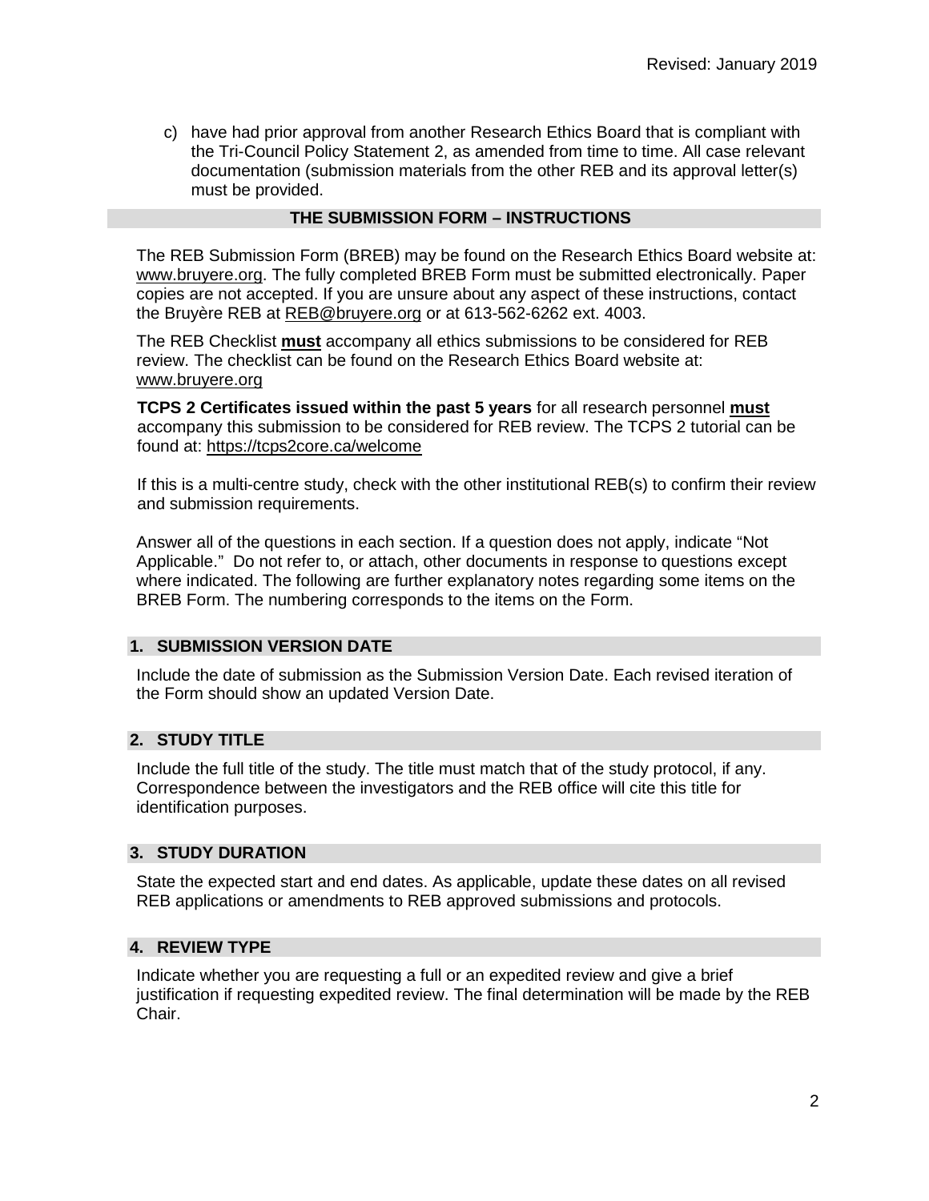c) have had prior approval from another Research Ethics Board that is compliant with the Tri-Council Policy Statement 2, as amended from time to time. All case relevant documentation (submission materials from the other REB and its approval letter(s) must be provided.

## THE SUBMISSION FORM – INSTRUCTIONS

The REB Submission Form (BREB) may be found on the Research Ethics Board website at: www.bruyere.org. The fully completed BREB Form must be submitted electronically. Paper copies are not accepted. If you are unsure about any aspect of these instructions, contact the Bruyère REB at REB@bruyere.org or at 613-562-6262 ext. 4003.

The REB Checklist **must** accompany all ethics submissions to be considered for REB review. The checklist can be found on the Research Ethics Board website at: www.bruyere.org

**TCPS 2 Certificates issued within the past 5 years** for all research personnel **must** accompany this submission to be considered for REB review. The TCPS 2 tutorial can be found at: https://tcps2core.ca/welcome

If this is a multi-centre study, check with the other institutional REB(s) to confirm their review and submission requirements.

Answer all of the questions in each section. If a question does not apply, indicate "Not Applicable." Do not refer to, or attach, other documents in response to questions except where indicated. The following are further explanatory notes regarding some items on the BREB Form. The numbering corresponds to the items on the Form.

### 1. SUBMISSION VERSION DATE

Include the date of submission as the Submission Version Date. Each revised iteration of the Form should show an updated Version Date.

### 2. STUDY TITLE

Include the full title of the study. The title must match that of the study protocol, if any. Correspondence between the investigators and the REB office will cite this title for identification purposes.

### 3. STUDY DURATION

State the expected start and end dates. As applicable, update these dates on all revised REB applications or amendments to REB approved submissions and protocols.

### 4. REVIEW TYPE

Indicate whether you are requesting a full or an expedited review and give a brief justification if requesting expedited review. The final determination will be made by the REB Chair.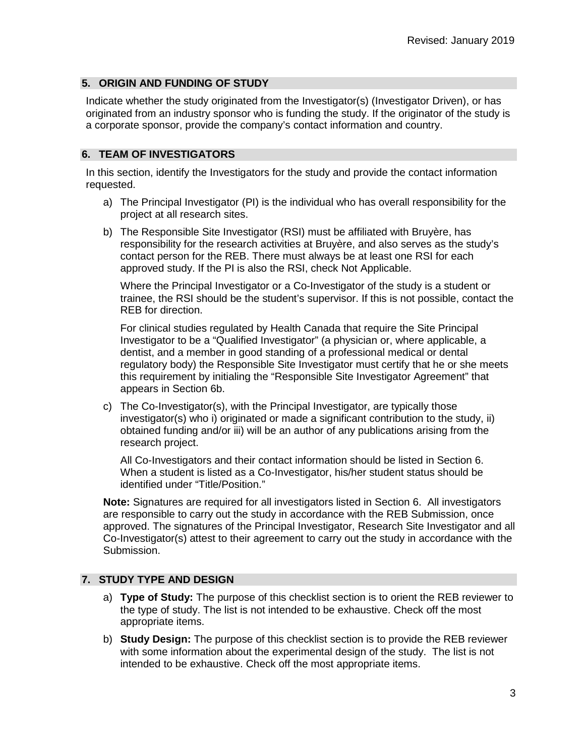## 5. ORIGIN AND FUNDING OF STUDY

Indicate whether the study originated from the Investigator(s) (Investigator Driven), or has originated from an industry sponsor who is funding the study. If the originator of the study is a corporate sponsor, provide the company's contact information and country.

## 6. TEAM OF INVESTIGATORS

In this section, identify the Investigators for the study and provide the contact information requested.

a) The Principal Investigator (PI) is the individual who has overall responsibility for the project at all research sites.

b) The Responsible Site Investigator (RSI) must be affiliated with Bruyère, has responsibility for the research activities at Bruyère, and also serves as the study's contact person for the REB. There must always be at least one RSI for each approved study. If the PI is also the RSI, check Not Applicable.

   Where the Principal Investigator or a Co-Investigator of the study is a student or trainee, the RSI should be the student's supervisor. If this is not possible, contact the REB for direction.

   For clinical studies regulated by Health Canada that require the Site Principal Investigator to be a "Qualified Investigator" (a physician or, where applicable, a dentist, and a member in good standing of a professional medical or dental regulatory body) the Responsible Site Investigator must certify that he or she meets this requirement by initialing the "Responsible Site Investigator Agreement" that appears in Section 6b.

c) The Co-Investigator(s), with the Principal Investigator, are typically those investigator(s) who i) originated or made a significant contribution to the study, ii) obtained funding and/or iii) will be an author of any publications arising from the research project.

   All Co-Investigators and their contact information should be listed in Section 6. When a student is listed as a Co-Investigator, his/her student status should be identified under "Title/Position."

**Note:** Signatures are required for all investigators listed in Section 6. All investigators are responsible to carry out the study in accordance with the REB Submission, once approved. The signatures of the Principal Investigator, Research Site Investigator and all Co-Investigator(s) attest to their agreement to carry out the study in accordance with the Submission.

## 7. STUDY TYPE AND DESIGN

a) **Type of Study:** The purpose of this checklist section is to orient the REB reviewer to the type of study. The list is not intended to be exhaustive. Check off the most appropriate items.

b) **Study Design:** The purpose of this checklist section is to provide the REB reviewer with some information about the experimental design of the study. The list is not intended to be exhaustive. Check off the most appropriate items.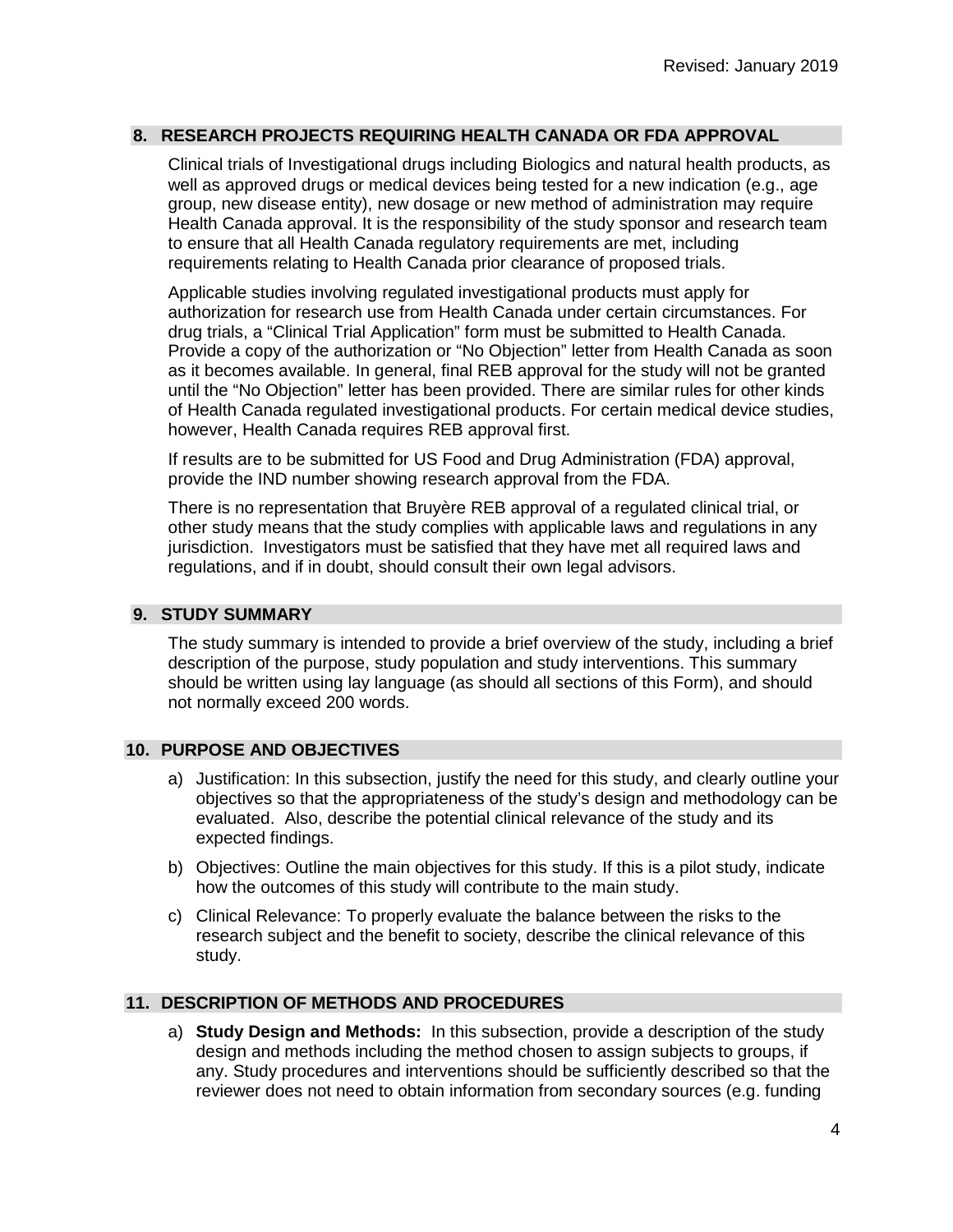## 8. RESEARCH PROJECTS REQUIRING HEALTH CANADA OR FDA APPROVAL

Clinical trials of Investigational drugs including Biologics and natural health products, as well as approved drugs or medical devices being tested for a new indication (e.g., age group, new disease entity), new dosage or new method of administration may require Health Canada approval. It is the responsibility of the study sponsor and research team to ensure that all Health Canada regulatory requirements are met, including requirements relating to Health Canada prior clearance of proposed trials.

Applicable studies involving regulated investigational products must apply for authorization for research use from Health Canada under certain circumstances. For drug trials, a "Clinical Trial Application" form must be submitted to Health Canada. Provide a copy of the authorization or "No Objection" letter from Health Canada as soon as it becomes available. In general, final REB approval for the study will not be granted until the "No Objection" letter has been provided. There are similar rules for other kinds of Health Canada regulated investigational products. For certain medical device studies, however, Health Canada requires REB approval first.

If results are to be submitted for US Food and Drug Administration (FDA) approval, provide the IND number showing research approval from the FDA.

There is no representation that Bruyère REB approval of a regulated clinical trial, or other study means that the study complies with applicable laws and regulations in any jurisdiction. Investigators must be satisfied that they have met all required laws and regulations, and if in doubt, should consult their own legal advisors.

## 9. STUDY SUMMARY

The study summary is intended to provide a brief overview of the study, including a brief description of the purpose, study population and study interventions. This summary should be written using lay language (as should all sections of this Form), and should not normally exceed 200 words.

## 10. PURPOSE AND OBJECTIVES

a) Justification: In this subsection, justify the need for this study, and clearly outline your objectives so that the appropriateness of the study's design and methodology can be evaluated. Also, describe the potential clinical relevance of the study and its expected findings.

b) Objectives: Outline the main objectives for this study. If this is a pilot study, indicate how the outcomes of this study will contribute to the main study.

c) Clinical Relevance: To properly evaluate the balance between the risks to the research subject and the benefit to society, describe the clinical relevance of this study.

## 11. DESCRIPTION OF METHODS AND PROCEDURES

a) **Study Design and Methods:** In this subsection, provide a description of the study design and methods including the method chosen to assign subjects to groups, if any. Study procedures and interventions should be sufficiently described so that the reviewer does not need to obtain information from secondary sources (e.g. funding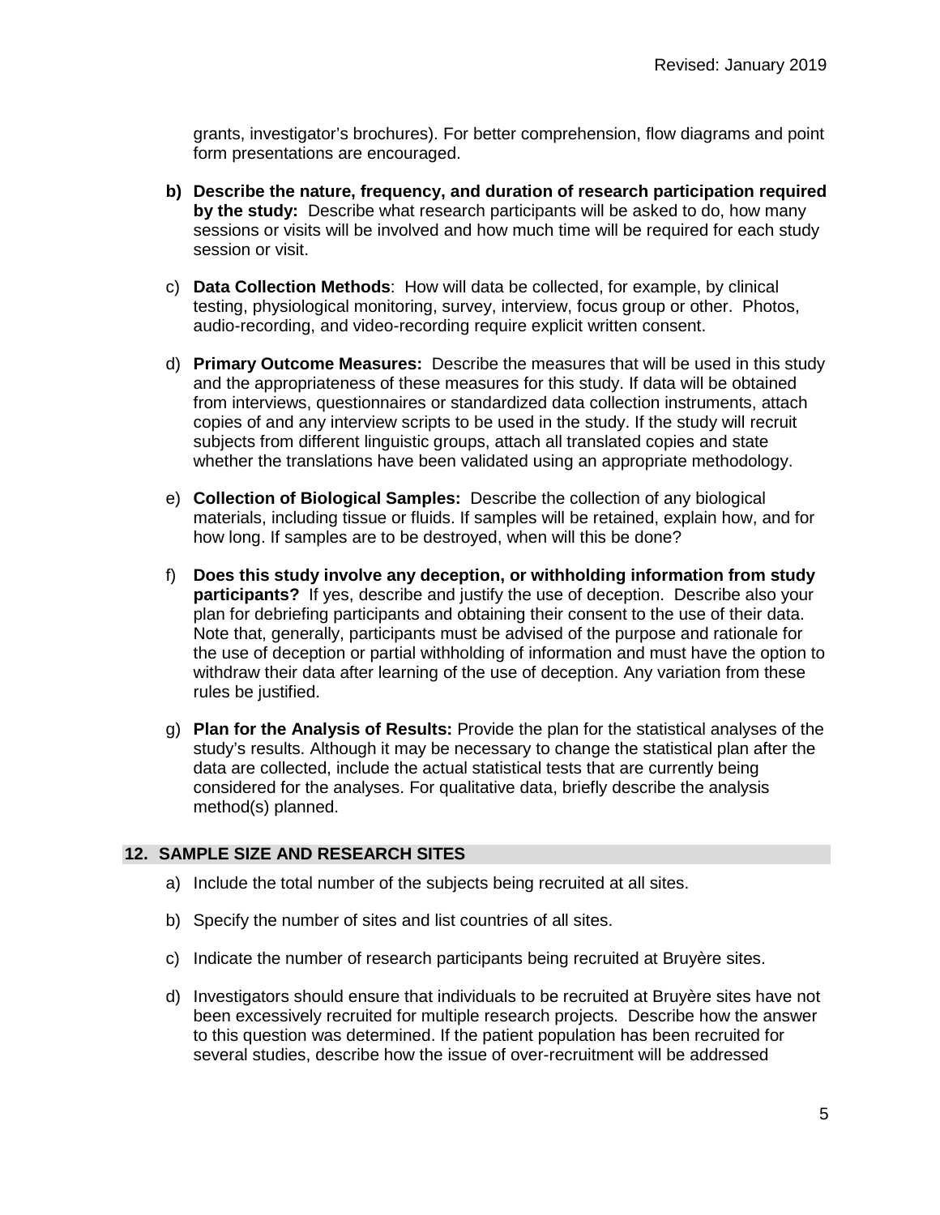grants, investigator's brochures). For better comprehension, flow diagrams and point form presentations are encouraged.

**b) Describe the nature, frequency, and duration of research participation required by the study:** Describe what research participants will be asked to do, how many sessions or visits will be involved and how much time will be required for each study session or visit.

c) **Data Collection Methods**: How will data be collected, for example, by clinical testing, physiological monitoring, survey, interview, focus group or other. Photos, audio-recording, and video-recording require explicit written consent.

d) **Primary Outcome Measures:** Describe the measures that will be used in this study and the appropriateness of these measures for this study. If data will be obtained from interviews, questionnaires or standardized data collection instruments, attach copies of and any interview scripts to be used in the study. If the study will recruit subjects from different linguistic groups, attach all translated copies and state whether the translations have been validated using an appropriate methodology.

e) **Collection of Biological Samples:** Describe the collection of any biological materials, including tissue or fluids. If samples will be retained, explain how, and for how long. If samples are to be destroyed, when will this be done?

f) **Does this study involve any deception, or withholding information from study participants?** If yes, describe and justify the use of deception. Describe also your plan for debriefing participants and obtaining their consent to the use of their data. Note that, generally, participants must be advised of the purpose and rationale for the use of deception or partial withholding of information and must have the option to withdraw their data after learning of the use of deception. Any variation from these rules be justified.

g) **Plan for the Analysis of Results:** Provide the plan for the statistical analyses of the study's results. Although it may be necessary to change the statistical plan after the data are collected, include the actual statistical tests that are currently being considered for the analyses. For qualitative data, briefly describe the analysis method(s) planned.

## 12. SAMPLE SIZE AND RESEARCH SITES

a) Include the total number of the subjects being recruited at all sites.

b) Specify the number of sites and list countries of all sites.

c) Indicate the number of research participants being recruited at Bruyère sites.

d) Investigators should ensure that individuals to be recruited at Bruyère sites have not been excessively recruited for multiple research projects. Describe how the answer to this question was determined. If the patient population has been recruited for several studies, describe how the issue of over-recruitment will be addressed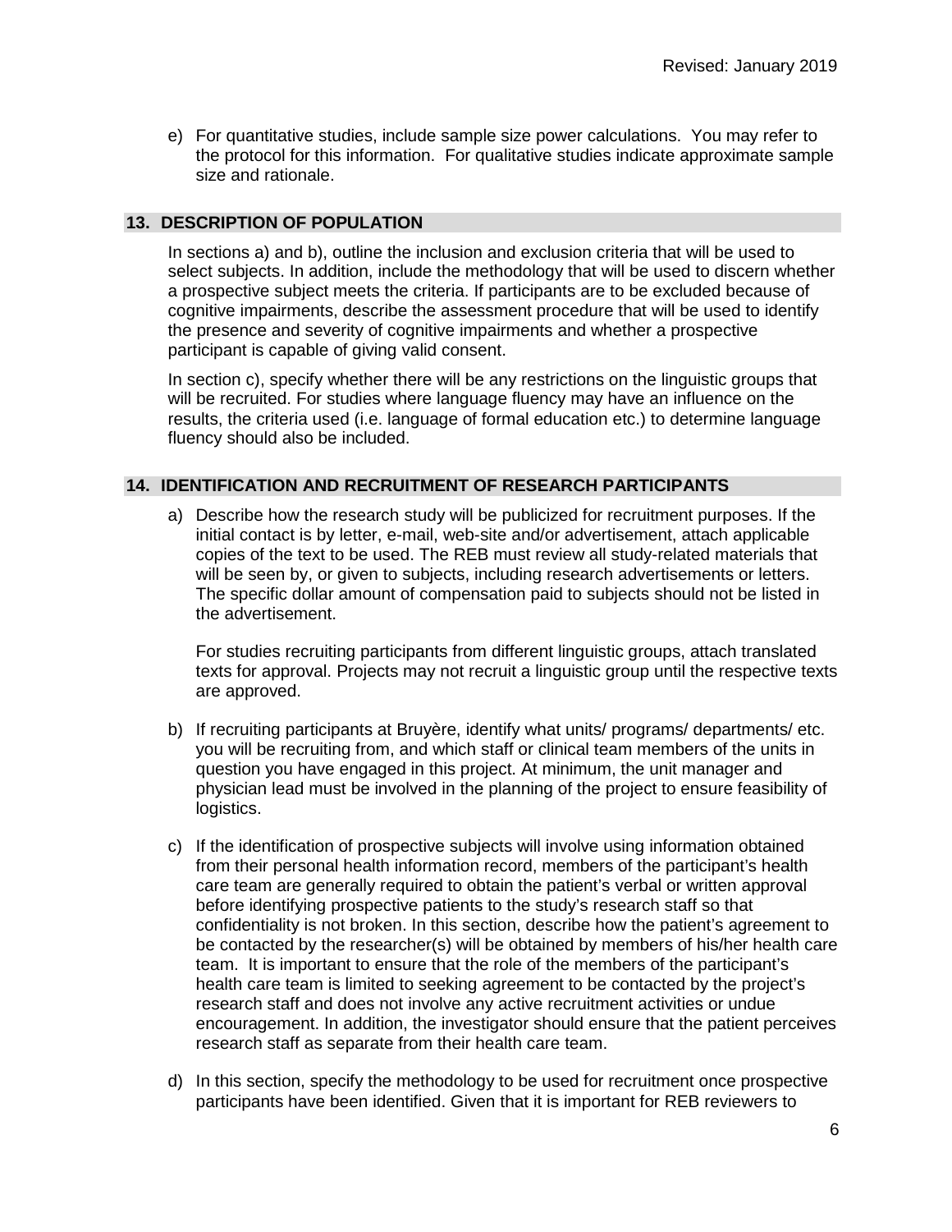e) For quantitative studies, include sample size power calculations. You may refer to the protocol for this information. For qualitative studies indicate approximate sample size and rationale.

## 13. DESCRIPTION OF POPULATION

In sections a) and b), outline the inclusion and exclusion criteria that will be used to select subjects. In addition, include the methodology that will be used to discern whether a prospective subject meets the criteria. If participants are to be excluded because of cognitive impairments, describe the assessment procedure that will be used to identify the presence and severity of cognitive impairments and whether a prospective participant is capable of giving valid consent.

In section c), specify whether there will be any restrictions on the linguistic groups that will be recruited. For studies where language fluency may have an influence on the results, the criteria used (i.e. language of formal education etc.) to determine language fluency should also be included.

## 14. IDENTIFICATION AND RECRUITMENT OF RESEARCH PARTICIPANTS

a) Describe how the research study will be publicized for recruitment purposes. If the initial contact is by letter, e-mail, web-site and/or advertisement, attach applicable copies of the text to be used. The REB must review all study-related materials that will be seen by, or given to subjects, including research advertisements or letters. The specific dollar amount of compensation paid to subjects should not be listed in the advertisement.

   For studies recruiting participants from different linguistic groups, attach translated texts for approval. Projects may not recruit a linguistic group until the respective texts are approved.

b) If recruiting participants at Bruyère, identify what units/ programs/ departments/ etc. you will be recruiting from, and which staff or clinical team members of the units in question you have engaged in this project. At minimum, the unit manager and physician lead must be involved in the planning of the project to ensure feasibility of logistics.

c) If the identification of prospective subjects will involve using information obtained from their personal health information record, members of the participant's health care team are generally required to obtain the patient's verbal or written approval before identifying prospective patients to the study's research staff so that confidentiality is not broken. In this section, describe how the patient's agreement to be contacted by the researcher(s) will be obtained by members of his/her health care team. It is important to ensure that the role of the members of the participant's health care team is limited to seeking agreement to be contacted by the project's research staff and does not involve any active recruitment activities or undue encouragement. In addition, the investigator should ensure that the patient perceives research staff as separate from their health care team.

d) In this section, specify the methodology to be used for recruitment once prospective participants have been identified. Given that it is important for REB reviewers to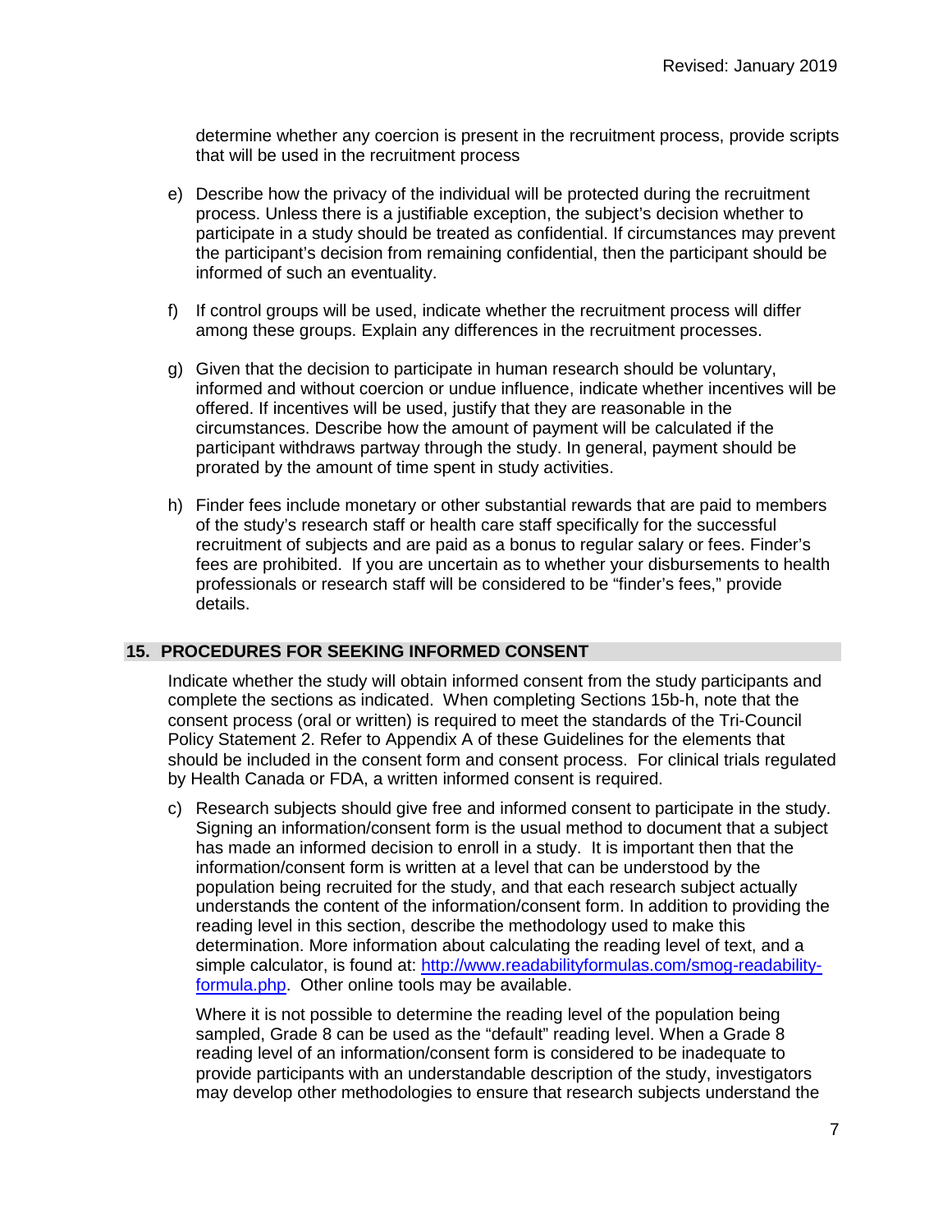determine whether any coercion is present in the recruitment process, provide scripts that will be used in the recruitment process

e) Describe how the privacy of the individual will be protected during the recruitment process. Unless there is a justifiable exception, the subject's decision whether to participate in a study should be treated as confidential. If circumstances may prevent the participant's decision from remaining confidential, then the participant should be informed of such an eventuality.

f) If control groups will be used, indicate whether the recruitment process will differ among these groups. Explain any differences in the recruitment processes.

g) Given that the decision to participate in human research should be voluntary, informed and without coercion or undue influence, indicate whether incentives will be offered. If incentives will be used, justify that they are reasonable in the circumstances. Describe how the amount of payment will be calculated if the participant withdraws partway through the study. In general, payment should be prorated by the amount of time spent in study activities.

h) Finder fees include monetary or other substantial rewards that are paid to members of the study's research staff or health care staff specifically for the successful recruitment of subjects and are paid as a bonus to regular salary or fees. Finder's fees are prohibited. If you are uncertain as to whether your disbursements to health professionals or research staff will be considered to be "finder's fees," provide details.

## 15. PROCEDURES FOR SEEKING INFORMED CONSENT

Indicate whether the study will obtain informed consent from the study participants and complete the sections as indicated. When completing Sections 15b-h, note that the consent process (oral or written) is required to meet the standards of the Tri-Council Policy Statement 2. Refer to Appendix A of these Guidelines for the elements that should be included in the consent form and consent process. For clinical trials regulated by Health Canada or FDA, a written informed consent is required.

c) Research subjects should give free and informed consent to participate in the study. Signing an information/consent form is the usual method to document that a subject has made an informed decision to enroll in a study. It is important then that the information/consent form is written at a level that can be understood by the population being recruited for the study, and that each research subject actually understands the content of the information/consent form. In addition to providing the reading level in this section, describe the methodology used to make this determination. More information about calculating the reading level of text, and a simple calculator, is found at: [http://www.readabilityformulas.com/smog-readability-formula.php](http://www.readabilityformulas.com/smog-readability-formula.php). Other online tools may be available.

   Where it is not possible to determine the reading level of the population being sampled, Grade 8 can be used as the "default" reading level. When a Grade 8 reading level of an information/consent form is considered to be inadequate to provide participants with an understandable description of the study, investigators may develop other methodologies to ensure that research subjects understand the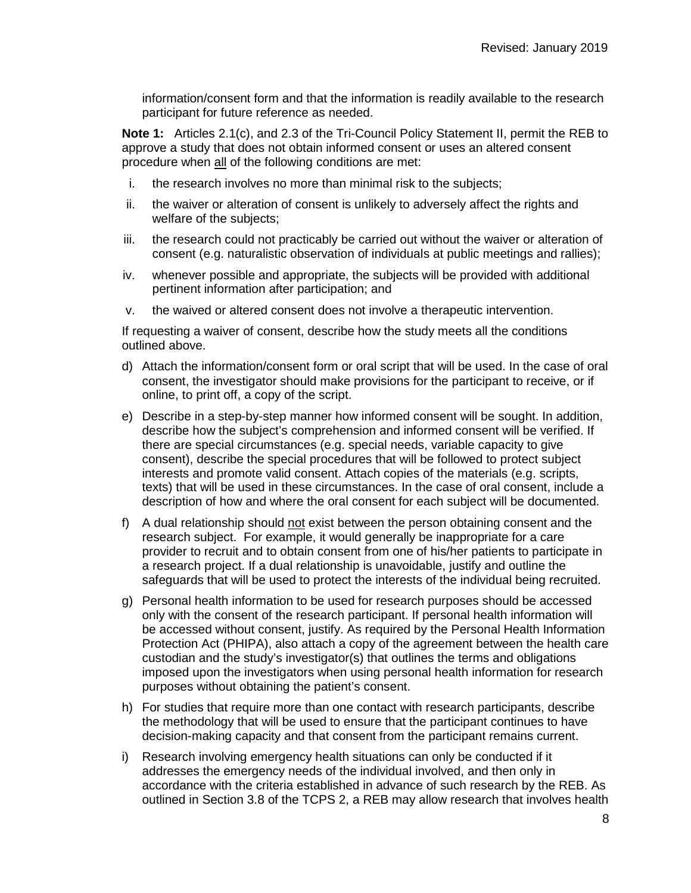information/consent form and that the information is readily available to the research participant for future reference as needed.

**Note 1:** Articles 2.1(c), and 2.3 of the Tri-Council Policy Statement II, permit the REB to approve a study that does not obtain informed consent or uses an altered consent procedure when <u>all</u> of the following conditions are met:

i. the research involves no more than minimal risk to the subjects;

ii. the waiver or alteration of consent is unlikely to adversely affect the rights and welfare of the subjects;

iii. the research could not practicably be carried out without the waiver or alteration of consent (e.g. naturalistic observation of individuals at public meetings and rallies);

iv. whenever possible and appropriate, the subjects will be provided with additional pertinent information after participation; and

v. the waived or altered consent does not involve a therapeutic intervention.

If requesting a waiver of consent, describe how the study meets all the conditions outlined above.

d) Attach the information/consent form or oral script that will be used. In the case of oral consent, the investigator should make provisions for the participant to receive, or if online, to print off, a copy of the script.

e) Describe in a step-by-step manner how informed consent will be sought. In addition, describe how the subject's comprehension and informed consent will be verified. If there are special circumstances (e.g. special needs, variable capacity to give consent), describe the special procedures that will be followed to protect subject interests and promote valid consent. Attach copies of the materials (e.g. scripts, texts) that will be used in these circumstances. In the case of oral consent, include a description of how and where the oral consent for each subject will be documented.

f) A dual relationship should <u>not</u> exist between the person obtaining consent and the research subject. For example, it would generally be inappropriate for a care provider to recruit and to obtain consent from one of his/her patients to participate in a research project. If a dual relationship is unavoidable, justify and outline the safeguards that will be used to protect the interests of the individual being recruited.

g) Personal health information to be used for research purposes should be accessed only with the consent of the research participant. If personal health information will be accessed without consent, justify. As required by the Personal Health Information Protection Act (PHIPA), also attach a copy of the agreement between the health care custodian and the study's investigator(s) that outlines the terms and obligations imposed upon the investigators when using personal health information for research purposes without obtaining the patient's consent.

h) For studies that require more than one contact with research participants, describe the methodology that will be used to ensure that the participant continues to have decision-making capacity and that consent from the participant remains current.

i) Research involving emergency health situations can only be conducted if it addresses the emergency needs of the individual involved, and then only in accordance with the criteria established in advance of such research by the REB. As outlined in Section 3.8 of the TCPS 2, a REB may allow research that involves health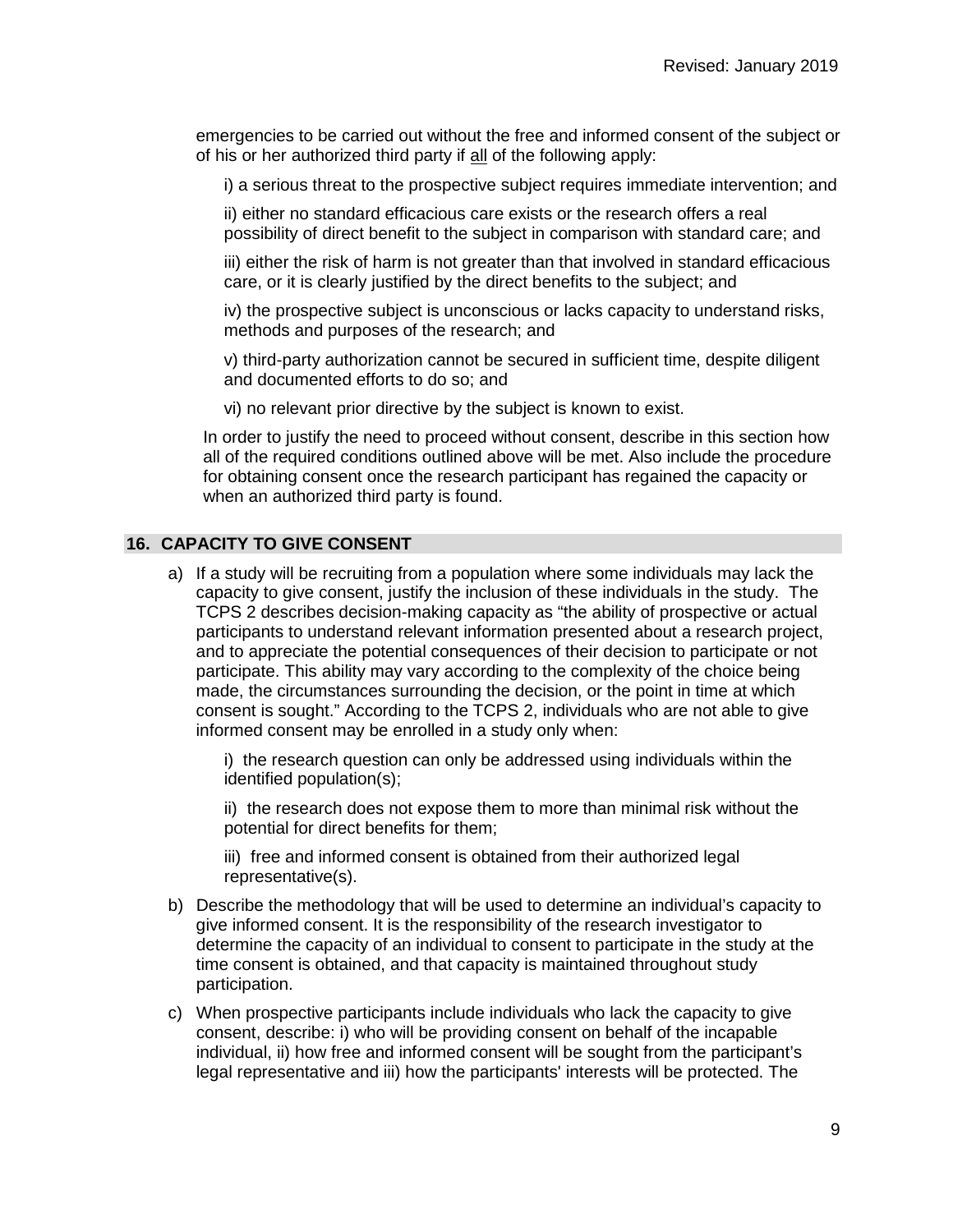emergencies to be carried out without the free and informed consent of the subject or of his or her authorized third party if <u>all</u> of the following apply:

i) a serious threat to the prospective subject requires immediate intervention; and

ii) either no standard efficacious care exists or the research offers a real possibility of direct benefit to the subject in comparison with standard care; and

iii) either the risk of harm is not greater than that involved in standard efficacious care, or it is clearly justified by the direct benefits to the subject; and

iv) the prospective subject is unconscious or lacks capacity to understand risks, methods and purposes of the research; and

v) third-party authorization cannot be secured in sufficient time, despite diligent and documented efforts to do so; and

vi) no relevant prior directive by the subject is known to exist.

In order to justify the need to proceed without consent, describe in this section how all of the required conditions outlined above will be met. Also include the procedure for obtaining consent once the research participant has regained the capacity or when an authorized third party is found.

## 16. CAPACITY TO GIVE CONSENT

a) If a study will be recruiting from a population where some individuals may lack the capacity to give consent, justify the inclusion of these individuals in the study. The TCPS 2 describes decision-making capacity as "the ability of prospective or actual participants to understand relevant information presented about a research project, and to appreciate the potential consequences of their decision to participate or not participate. This ability may vary according to the complexity of the choice being made, the circumstances surrounding the decision, or the point in time at which consent is sought." According to the TCPS 2, individuals who are not able to give informed consent may be enrolled in a study only when:

   i) the research question can only be addressed using individuals within the identified population(s);

   ii) the research does not expose them to more than minimal risk without the potential for direct benefits for them;

   iii) free and informed consent is obtained from their authorized legal representative(s).

b) Describe the methodology that will be used to determine an individual's capacity to give informed consent. It is the responsibility of the research investigator to determine the capacity of an individual to consent to participate in the study at the time consent is obtained, and that capacity is maintained throughout study participation.

c) When prospective participants include individuals who lack the capacity to give consent, describe: i) who will be providing consent on behalf of the incapable individual, ii) how free and informed consent will be sought from the participant's legal representative and iii) how the participants' interests will be protected. The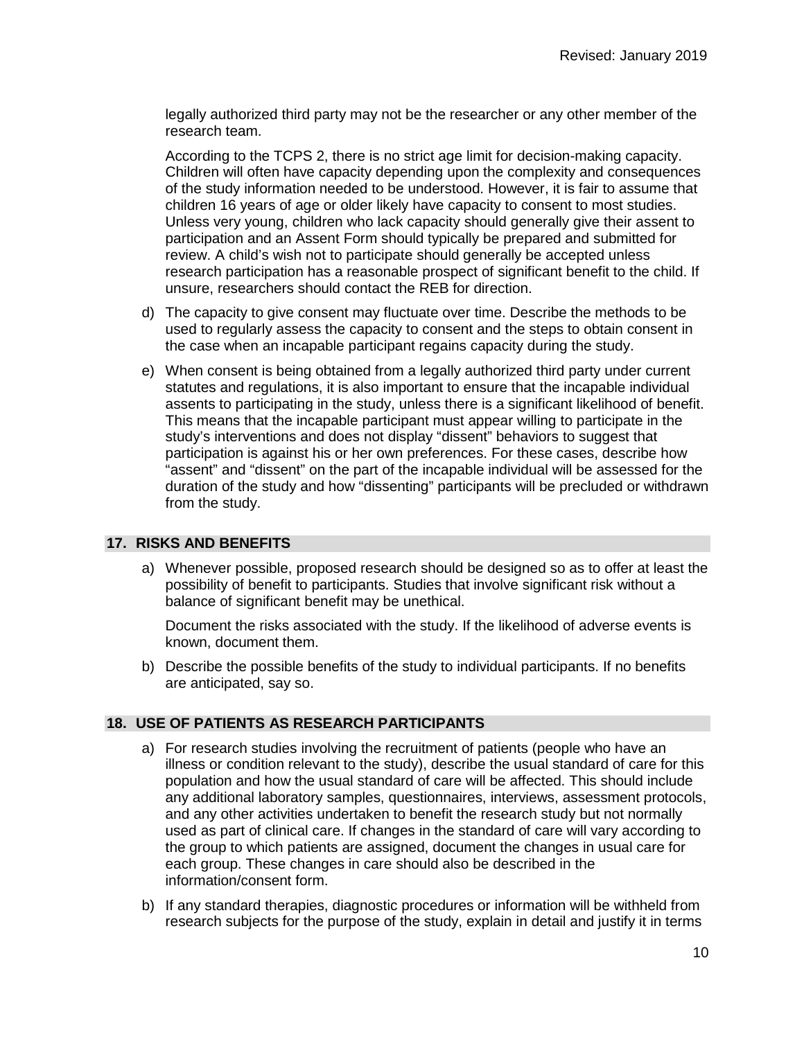legally authorized third party may not be the researcher or any other member of the research team.

According to the TCPS 2, there is no strict age limit for decision-making capacity. Children will often have capacity depending upon the complexity and consequences of the study information needed to be understood. However, it is fair to assume that children 16 years of age or older likely have capacity to consent to most studies. Unless very young, children who lack capacity should generally give their assent to participation and an Assent Form should typically be prepared and submitted for review. A child's wish not to participate should generally be accepted unless research participation has a reasonable prospect of significant benefit to the child. If unsure, researchers should contact the REB for direction.

d) The capacity to give consent may fluctuate over time. Describe the methods to be used to regularly assess the capacity to consent and the steps to obtain consent in the case when an incapable participant regains capacity during the study.

e) When consent is being obtained from a legally authorized third party under current statutes and regulations, it is also important to ensure that the incapable individual assents to participating in the study, unless there is a significant likelihood of benefit. This means that the incapable participant must appear willing to participate in the study's interventions and does not display "dissent" behaviors to suggest that participation is against his or her own preferences. For these cases, describe how "assent" and "dissent" on the part of the incapable individual will be assessed for the duration of the study and how "dissenting" participants will be precluded or withdrawn from the study.

## 17. RISKS AND BENEFITS

a) Whenever possible, proposed research should be designed so as to offer at least the possibility of benefit to participants. Studies that involve significant risk without a balance of significant benefit may be unethical.

   Document the risks associated with the study. If the likelihood of adverse events is known, document them.

b) Describe the possible benefits of the study to individual participants. If no benefits are anticipated, say so.

## 18. USE OF PATIENTS AS RESEARCH PARTICIPANTS

a) For research studies involving the recruitment of patients (people who have an illness or condition relevant to the study), describe the usual standard of care for this population and how the usual standard of care will be affected. This should include any additional laboratory samples, questionnaires, interviews, assessment protocols, and any other activities undertaken to benefit the research study but not normally used as part of clinical care. If changes in the standard of care will vary according to the group to which patients are assigned, document the changes in usual care for each group. These changes in care should also be described in the information/consent form.

b) If any standard therapies, diagnostic procedures or information will be withheld from research subjects for the purpose of the study, explain in detail and justify it in terms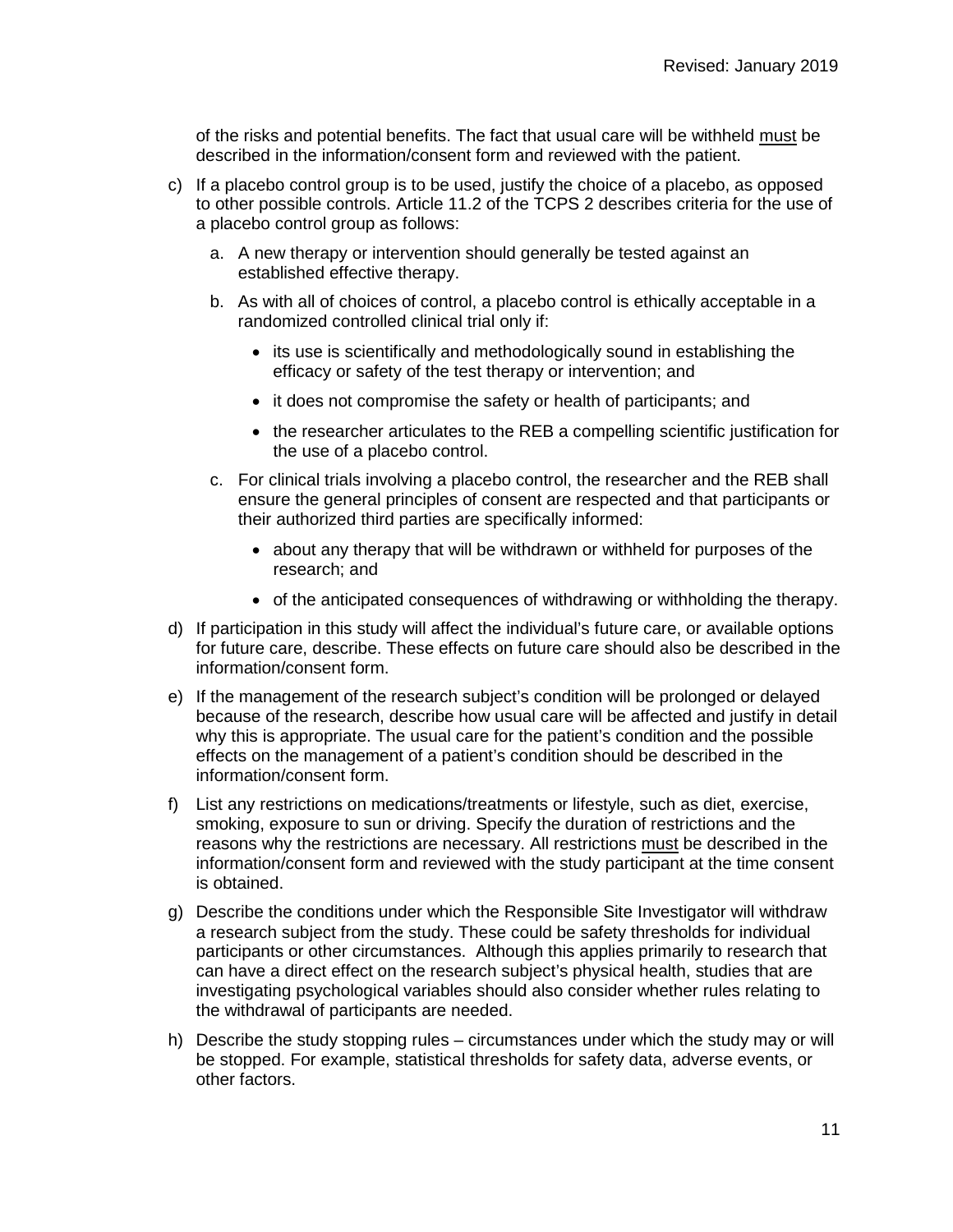of the risks and potential benefits. The fact that usual care will be withheld <u>must</u> be described in the information/consent form and reviewed with the patient.

c) If a placebo control group is to be used, justify the choice of a placebo, as opposed to other possible controls. Article 11.2 of the TCPS 2 describes criteria for the use of a placebo control group as follows:

   a. A new therapy or intervention should generally be tested against an established effective therapy.

   b. As with all of choices of control, a placebo control is ethically acceptable in a randomized controlled clinical trial only if:

      - its use is scientifically and methodologically sound in establishing the efficacy or safety of the test therapy or intervention; and
      - it does not compromise the safety or health of participants; and
      - the researcher articulates to the REB a compelling scientific justification for the use of a placebo control.

   c. For clinical trials involving a placebo control, the researcher and the REB shall ensure the general principles of consent are respected and that participants or their authorized third parties are specifically informed:

      - about any therapy that will be withdrawn or withheld for purposes of the research; and
      - of the anticipated consequences of withdrawing or withholding the therapy.

d) If participation in this study will affect the individual's future care, or available options for future care, describe. These effects on future care should also be described in the information/consent form.

e) If the management of the research subject's condition will be prolonged or delayed because of the research, describe how usual care will be affected and justify in detail why this is appropriate. The usual care for the patient's condition and the possible effects on the management of a patient's condition should be described in the information/consent form.

f) List any restrictions on medications/treatments or lifestyle, such as diet, exercise, smoking, exposure to sun or driving. Specify the duration of restrictions and the reasons why the restrictions are necessary. All restrictions <u>must</u> be described in the information/consent form and reviewed with the study participant at the time consent is obtained.

g) Describe the conditions under which the Responsible Site Investigator will withdraw a research subject from the study. These could be safety thresholds for individual participants or other circumstances. Although this applies primarily to research that can have a direct effect on the research subject's physical health, studies that are investigating psychological variables should also consider whether rules relating to the withdrawal of participants are needed.

h) Describe the study stopping rules – circumstances under which the study may or will be stopped. For example, statistical thresholds for safety data, adverse events, or other factors.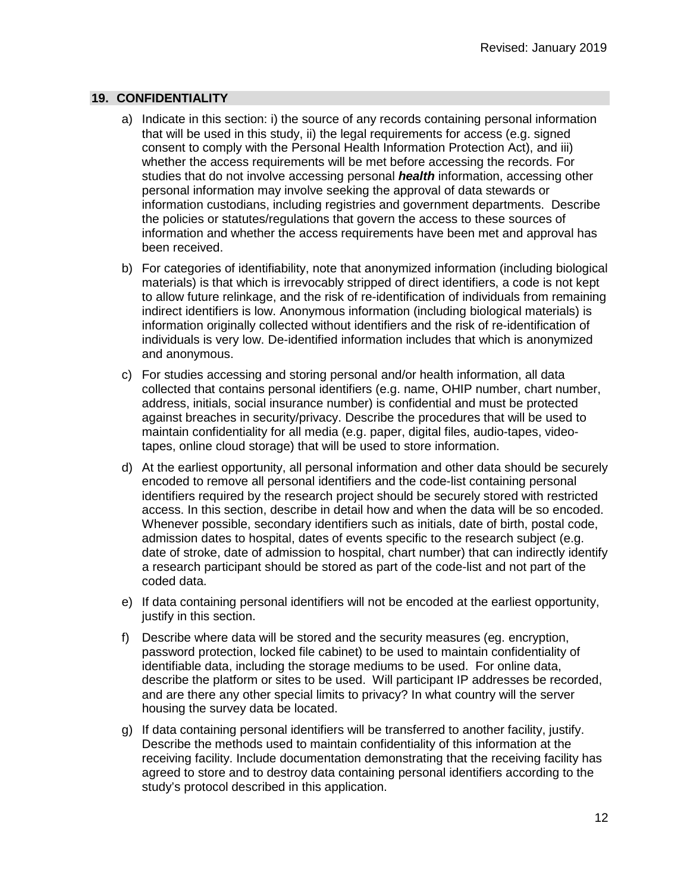## 19. CONFIDENTIALITY

a) Indicate in this section: i) the source of any records containing personal information that will be used in this study, ii) the legal requirements for access (e.g. signed consent to comply with the Personal Health Information Protection Act), and iii) whether the access requirements will be met before accessing the records. For studies that do not involve accessing personal ***health*** information, accessing other personal information may involve seeking the approval of data stewards or information custodians, including registries and government departments. Describe the policies or statutes/regulations that govern the access to these sources of information and whether the access requirements have been met and approval has been received.

b) For categories of identifiability, note that anonymized information (including biological materials) is that which is irrevocably stripped of direct identifiers, a code is not kept to allow future relinkage, and the risk of re-identification of individuals from remaining indirect identifiers is low. Anonymous information (including biological materials) is information originally collected without identifiers and the risk of re-identification of individuals is very low. De-identified information includes that which is anonymized and anonymous.

c) For studies accessing and storing personal and/or health information, all data collected that contains personal identifiers (e.g. name, OHIP number, chart number, address, initials, social insurance number) is confidential and must be protected against breaches in security/privacy. Describe the procedures that will be used to maintain confidentiality for all media (e.g. paper, digital files, audio-tapes, video-tapes, online cloud storage) that will be used to store information.

d) At the earliest opportunity, all personal information and other data should be securely encoded to remove all personal identifiers and the code-list containing personal identifiers required by the research project should be securely stored with restricted access. In this section, describe in detail how and when the data will be so encoded. Whenever possible, secondary identifiers such as initials, date of birth, postal code, admission dates to hospital, dates of events specific to the research subject (e.g. date of stroke, date of admission to hospital, chart number) that can indirectly identify a research participant should be stored as part of the code-list and not part of the coded data.

e) If data containing personal identifiers will not be encoded at the earliest opportunity, justify in this section.

f) Describe where data will be stored and the security measures (eg. encryption, password protection, locked file cabinet) to be used to maintain confidentiality of identifiable data, including the storage mediums to be used. For online data, describe the platform or sites to be used. Will participant IP addresses be recorded, and are there any other special limits to privacy? In what country will the server housing the survey data be located.

g) If data containing personal identifiers will be transferred to another facility, justify. Describe the methods used to maintain confidentiality of this information at the receiving facility. Include documentation demonstrating that the receiving facility has agreed to store and to destroy data containing personal identifiers according to the study's protocol described in this application.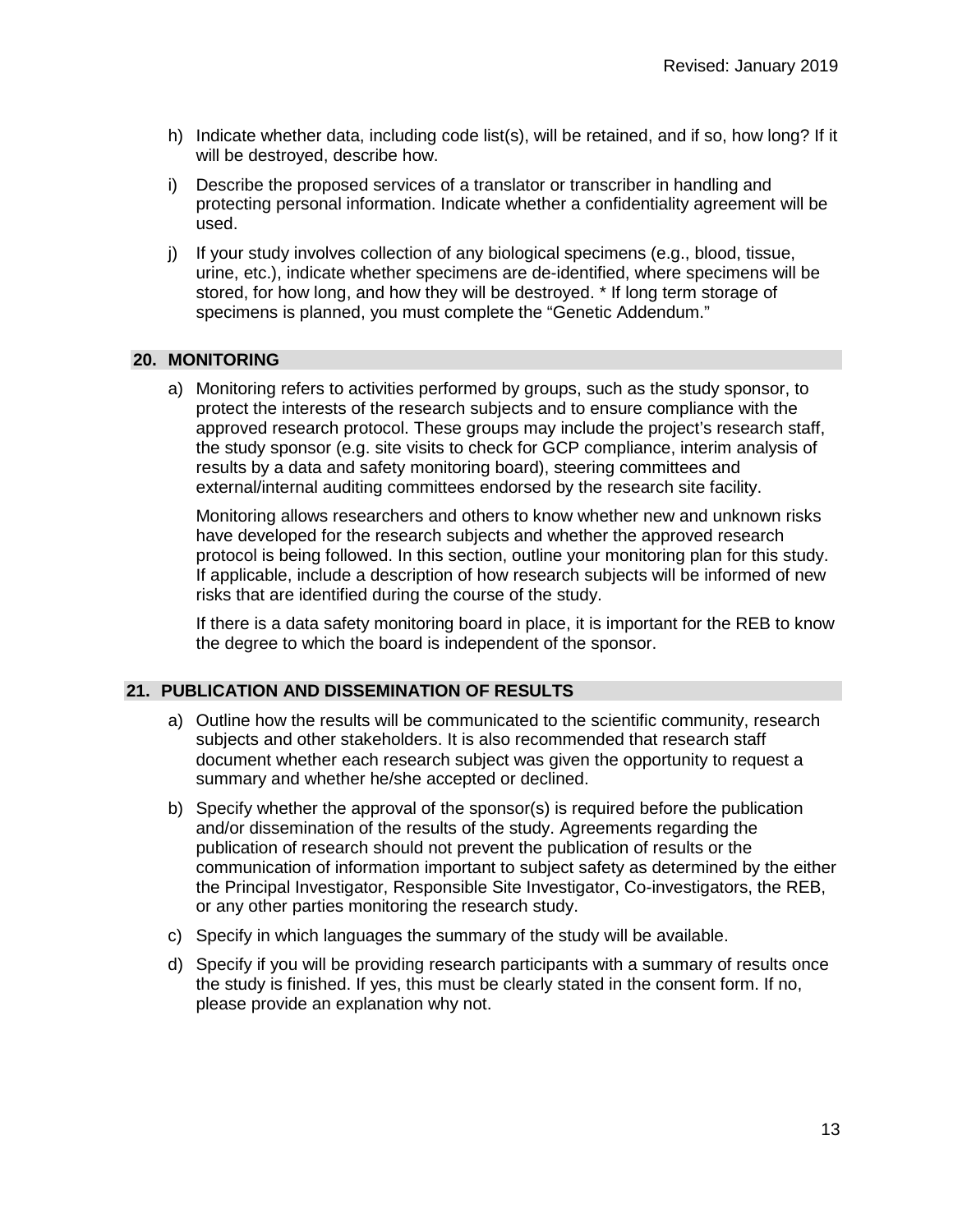h) Indicate whether data, including code list(s), will be retained, and if so, how long? If it will be destroyed, describe how.

i) Describe the proposed services of a translator or transcriber in handling and protecting personal information. Indicate whether a confidentiality agreement will be used.

j) If your study involves collection of any biological specimens (e.g., blood, tissue, urine, etc.), indicate whether specimens are de-identified, where specimens will be stored, for how long, and how they will be destroyed. * If long term storage of specimens is planned, you must complete the "Genetic Addendum."

## 20. MONITORING

a) Monitoring refers to activities performed by groups, such as the study sponsor, to protect the interests of the research subjects and to ensure compliance with the approved research protocol. These groups may include the project's research staff, the study sponsor (e.g. site visits to check for GCP compliance, interim analysis of results by a data and safety monitoring board), steering committees and external/internal auditing committees endorsed by the research site facility.

   Monitoring allows researchers and others to know whether new and unknown risks have developed for the research subjects and whether the approved research protocol is being followed. In this section, outline your monitoring plan for this study. If applicable, include a description of how research subjects will be informed of new risks that are identified during the course of the study.

   If there is a data safety monitoring board in place, it is important for the REB to know the degree to which the board is independent of the sponsor.

## 21. PUBLICATION AND DISSEMINATION OF RESULTS

a) Outline how the results will be communicated to the scientific community, research subjects and other stakeholders. It is also recommended that research staff document whether each research subject was given the opportunity to request a summary and whether he/she accepted or declined.

b) Specify whether the approval of the sponsor(s) is required before the publication and/or dissemination of the results of the study. Agreements regarding the publication of research should not prevent the publication of results or the communication of information important to subject safety as determined by the either the Principal Investigator, Responsible Site Investigator, Co-investigators, the REB, or any other parties monitoring the research study.

c) Specify in which languages the summary of the study will be available.

d) Specify if you will be providing research participants with a summary of results once the study is finished. If yes, this must be clearly stated in the consent form. If no, please provide an explanation why not.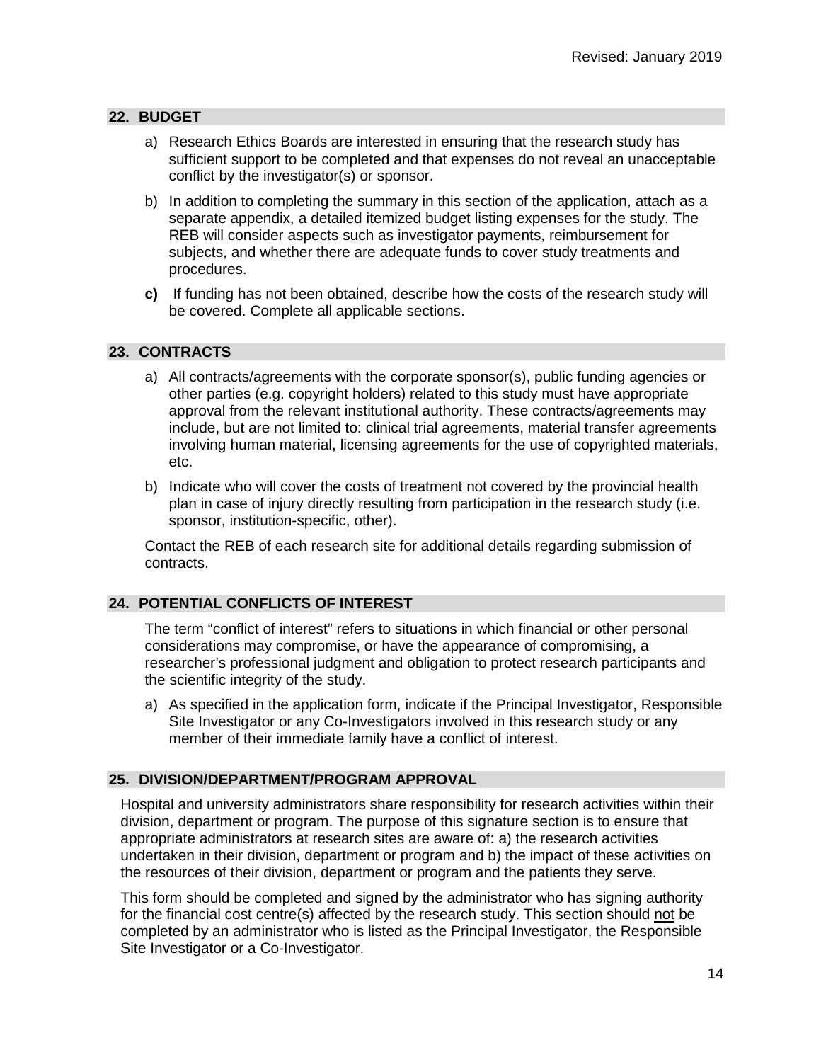## 22. BUDGET

a) Research Ethics Boards are interested in ensuring that the research study has sufficient support to be completed and that expenses do not reveal an unacceptable conflict by the investigator(s) or sponsor.

b) In addition to completing the summary in this section of the application, attach as a separate appendix, a detailed itemized budget listing expenses for the study. The REB will consider aspects such as investigator payments, reimbursement for subjects, and whether there are adequate funds to cover study treatments and procedures.

**c)** If funding has not been obtained, describe how the costs of the research study will be covered. Complete all applicable sections.

## 23. CONTRACTS

a) All contracts/agreements with the corporate sponsor(s), public funding agencies or other parties (e.g. copyright holders) related to this study must have appropriate approval from the relevant institutional authority. These contracts/agreements may include, but are not limited to: clinical trial agreements, material transfer agreements involving human material, licensing agreements for the use of copyrighted materials, etc.

b) Indicate who will cover the costs of treatment not covered by the provincial health plan in case of injury directly resulting from participation in the research study (i.e. sponsor, institution-specific, other).

Contact the REB of each research site for additional details regarding submission of contracts.

## 24. POTENTIAL CONFLICTS OF INTEREST

The term "conflict of interest" refers to situations in which financial or other personal considerations may compromise, or have the appearance of compromising, a researcher's professional judgment and obligation to protect research participants and the scientific integrity of the study.

a) As specified in the application form, indicate if the Principal Investigator, Responsible Site Investigator or any Co-Investigators involved in this research study or any member of their immediate family have a conflict of interest.

## 25. DIVISION/DEPARTMENT/PROGRAM APPROVAL

Hospital and university administrators share responsibility for research activities within their division, department or program. The purpose of this signature section is to ensure that appropriate administrators at research sites are aware of: a) the research activities undertaken in their division, department or program and b) the impact of these activities on the resources of their division, department or program and the patients they serve.

This form should be completed and signed by the administrator who has signing authority for the financial cost centre(s) affected by the research study. This section should <u>not</u> be completed by an administrator who is listed as the Principal Investigator, the Responsible Site Investigator or a Co-Investigator.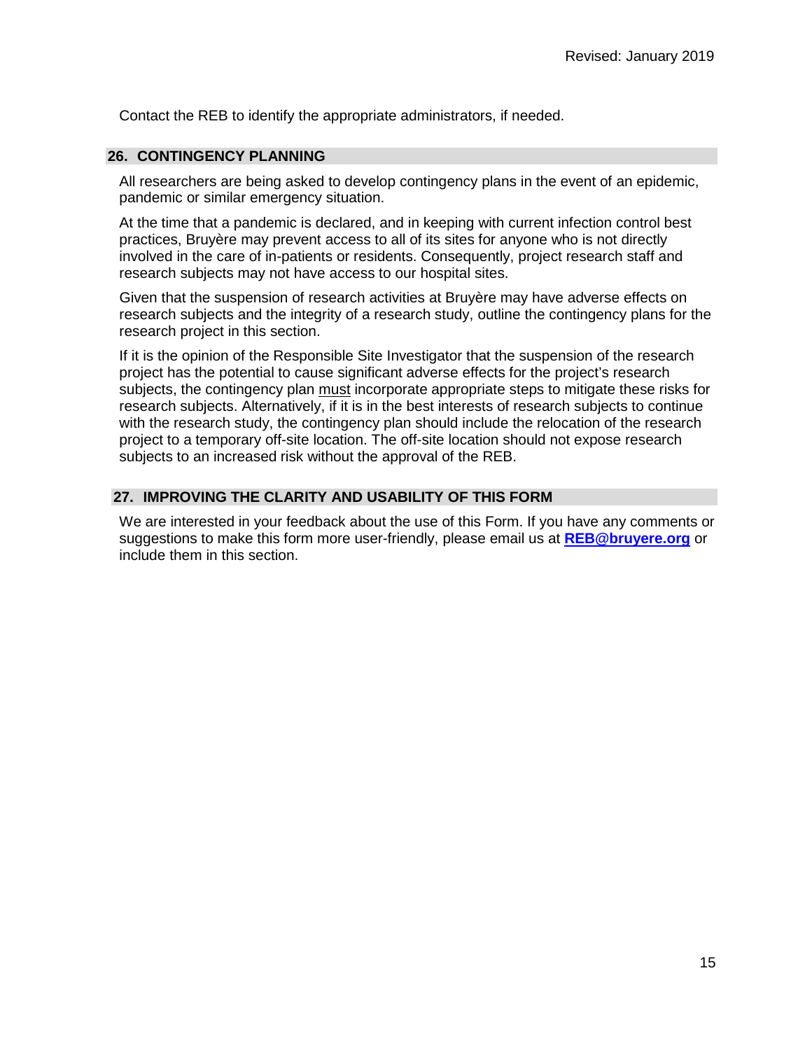Contact the REB to identify the appropriate administrators, if needed.

## 26. CONTINGENCY PLANNING

All researchers are being asked to develop contingency plans in the event of an epidemic, pandemic or similar emergency situation.

At the time that a pandemic is declared, and in keeping with current infection control best practices, Bruyère may prevent access to all of its sites for anyone who is not directly involved in the care of in-patients or residents. Consequently, project research staff and research subjects may not have access to our hospital sites.

Given that the suspension of research activities at Bruyère may have adverse effects on research subjects and the integrity of a research study, outline the contingency plans for the research project in this section.

If it is the opinion of the Responsible Site Investigator that the suspension of the research project has the potential to cause significant adverse effects for the project's research subjects, the contingency plan must incorporate appropriate steps to mitigate these risks for research subjects. Alternatively, if it is in the best interests of research subjects to continue with the research study, the contingency plan should include the relocation of the research project to a temporary off-site location. The off-site location should not expose research subjects to an increased risk without the approval of the REB.

## 27. IMPROVING THE CLARITY AND USABILITY OF THIS FORM

We are interested in your feedback about the use of this Form. If you have any comments or suggestions to make this form more user-friendly, please email us at **REB@bruyere.org** or include them in this section.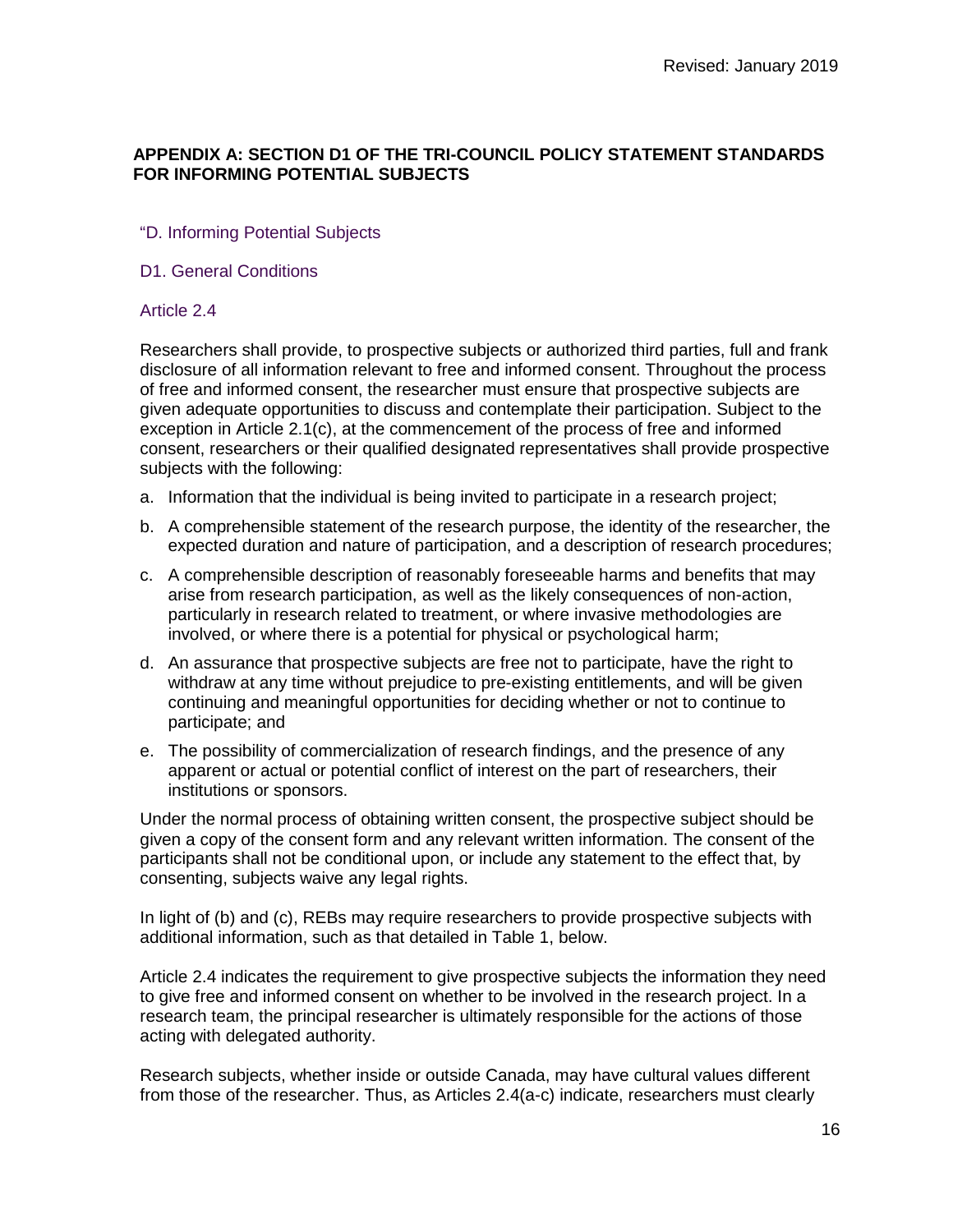## APPENDIX A: SECTION D1 OF THE TRI-COUNCIL POLICY STATEMENT STANDARDS FOR INFORMING POTENTIAL SUBJECTS

"D. Informing Potential Subjects

D1. General Conditions

Article 2.4

Researchers shall provide, to prospective subjects or authorized third parties, full and frank disclosure of all information relevant to free and informed consent. Throughout the process of free and informed consent, the researcher must ensure that prospective subjects are given adequate opportunities to discuss and contemplate their participation. Subject to the exception in Article 2.1(c), at the commencement of the process of free and informed consent, researchers or their qualified designated representatives shall provide prospective subjects with the following:

a. Information that the individual is being invited to participate in a research project;

b. A comprehensible statement of the research purpose, the identity of the researcher, the expected duration and nature of participation, and a description of research procedures;

c. A comprehensible description of reasonably foreseeable harms and benefits that may arise from research participation, as well as the likely consequences of non-action, particularly in research related to treatment, or where invasive methodologies are involved, or where there is a potential for physical or psychological harm;

d. An assurance that prospective subjects are free not to participate, have the right to withdraw at any time without prejudice to pre-existing entitlements, and will be given continuing and meaningful opportunities for deciding whether or not to continue to participate; and

e. The possibility of commercialization of research findings, and the presence of any apparent or actual or potential conflict of interest on the part of researchers, their institutions or sponsors.

Under the normal process of obtaining written consent, the prospective subject should be given a copy of the consent form and any relevant written information. The consent of the participants shall not be conditional upon, or include any statement to the effect that, by consenting, subjects waive any legal rights.

In light of (b) and (c), REBs may require researchers to provide prospective subjects with additional information, such as that detailed in Table 1, below.

Article 2.4 indicates the requirement to give prospective subjects the information they need to give free and informed consent on whether to be involved in the research project. In a research team, the principal researcher is ultimately responsible for the actions of those acting with delegated authority.

Research subjects, whether inside or outside Canada, may have cultural values different from those of the researcher. Thus, as Articles 2.4(a-c) indicate, researchers must clearly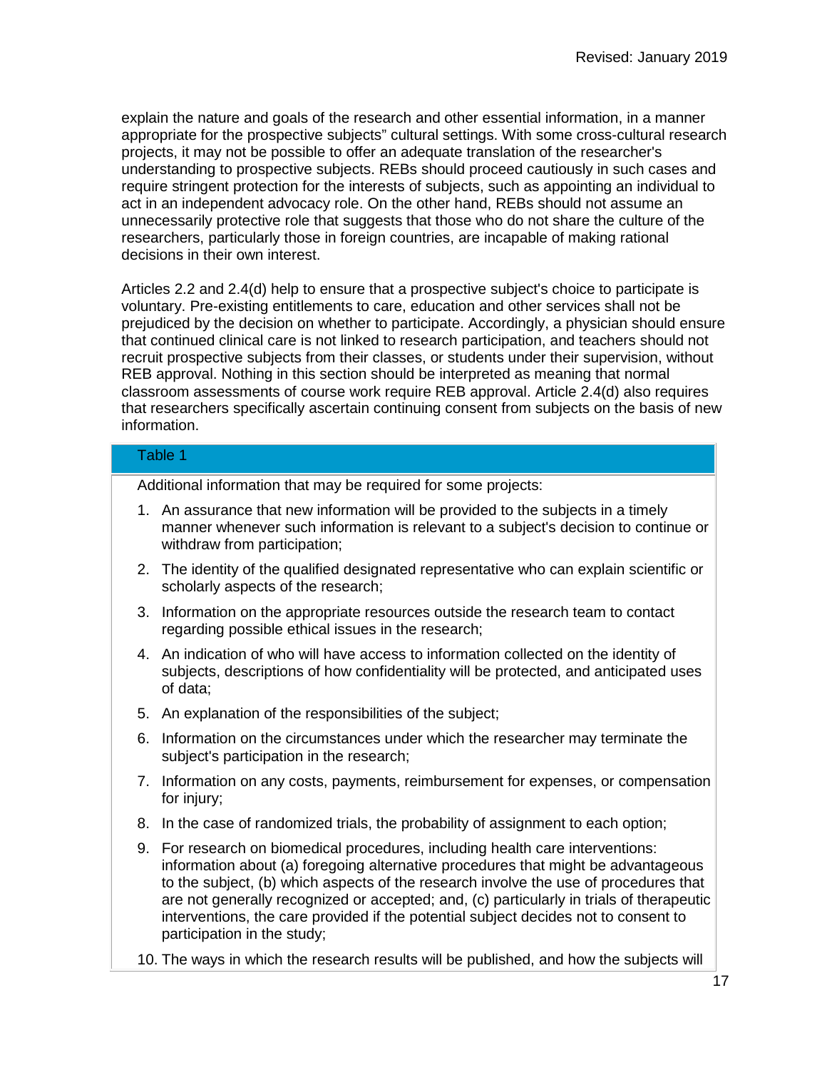explain the nature and goals of the research and other essential information, in a manner appropriate for the prospective subjects" cultural settings. With some cross-cultural research projects, it may not be possible to offer an adequate translation of the researcher's understanding to prospective subjects. REBs should proceed cautiously in such cases and require stringent protection for the interests of subjects, such as appointing an individual to act in an independent advocacy role. On the other hand, REBs should not assume an unnecessarily protective role that suggests that those who do not share the culture of the researchers, particularly those in foreign countries, are incapable of making rational decisions in their own interest.

Articles 2.2 and 2.4(d) help to ensure that a prospective subject's choice to participate is voluntary. Pre-existing entitlements to care, education and other services shall not be prejudiced by the decision on whether to participate. Accordingly, a physician should ensure that continued clinical care is not linked to research participation, and teachers should not recruit prospective subjects from their classes, or students under their supervision, without REB approval. Nothing in this section should be interpreted as meaning that normal classroom assessments of course work require REB approval. Article 2.4(d) also requires that researchers specifically ascertain continuing consent from subjects on the basis of new information.

**Table 1**

Additional information that may be required for some projects:

1. An assurance that new information will be provided to the subjects in a timely manner whenever such information is relevant to a subject's decision to continue or withdraw from participation;
2. The identity of the qualified designated representative who can explain scientific or scholarly aspects of the research;
3. Information on the appropriate resources outside the research team to contact regarding possible ethical issues in the research;
4. An indication of who will have access to information collected on the identity of subjects, descriptions of how confidentiality will be protected, and anticipated uses of data;
5. An explanation of the responsibilities of the subject;
6. Information on the circumstances under which the researcher may terminate the subject's participation in the research;
7. Information on any costs, payments, reimbursement for expenses, or compensation for injury;
8. In the case of randomized trials, the probability of assignment to each option;
9. For research on biomedical procedures, including health care interventions: information about (a) foregoing alternative procedures that might be advantageous to the subject, (b) which aspects of the research involve the use of procedures that are not generally recognized or accepted; and, (c) particularly in trials of therapeutic interventions, the care provided if the potential subject decides not to consent to participation in the study;
10. The ways in which the research results will be published, and how the subjects will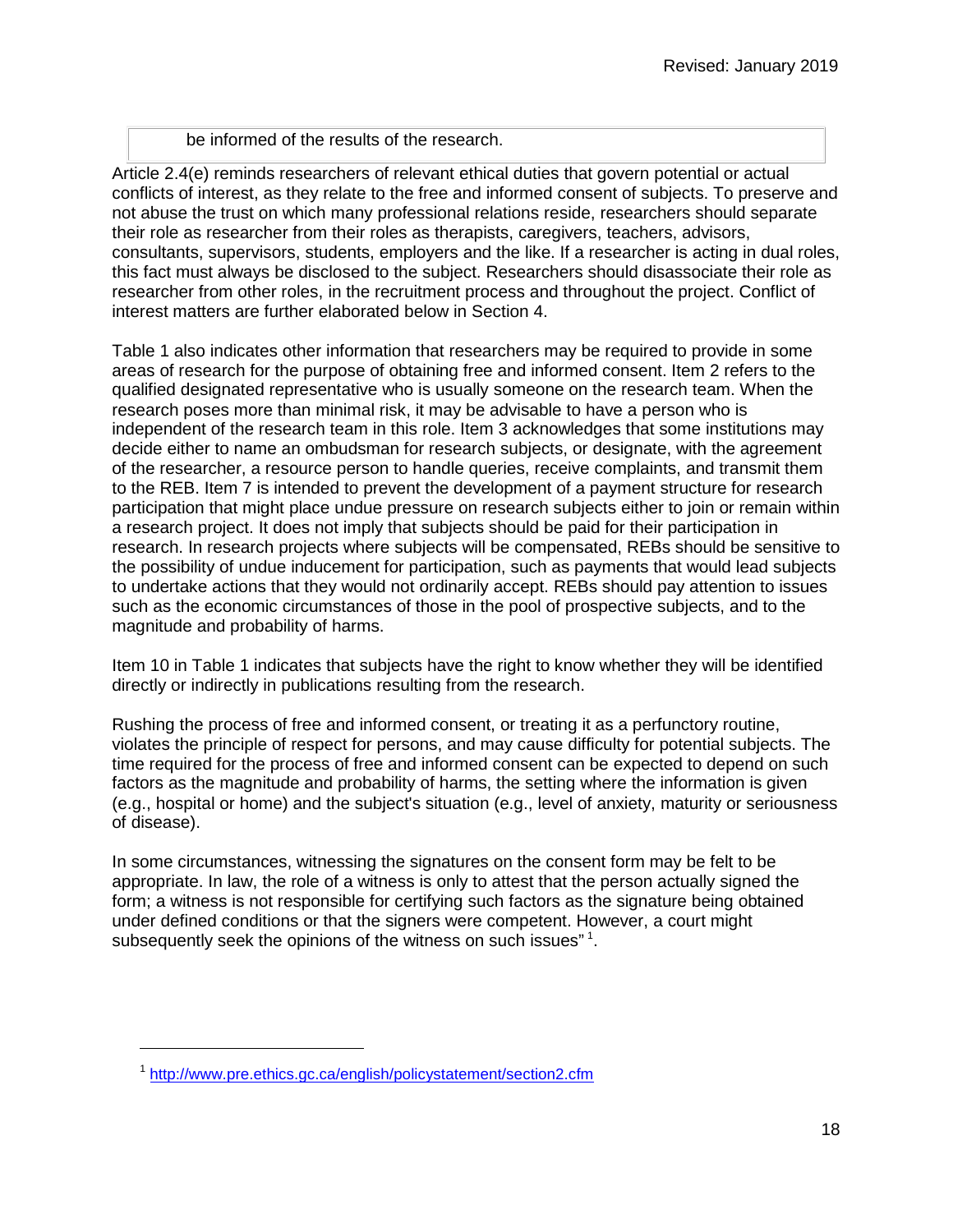| |
|---|
| be informed of the results of the research. |

Article 2.4(e) reminds researchers of relevant ethical duties that govern potential or actual conflicts of interest, as they relate to the free and informed consent of subjects. To preserve and not abuse the trust on which many professional relations reside, researchers should separate their role as researcher from their roles as therapists, caregivers, teachers, advisors, consultants, supervisors, students, employers and the like. If a researcher is acting in dual roles, this fact must always be disclosed to the subject. Researchers should disassociate their role as researcher from other roles, in the recruitment process and throughout the project. Conflict of interest matters are further elaborated below in Section 4.

Table 1 also indicates other information that researchers may be required to provide in some areas of research for the purpose of obtaining free and informed consent. Item 2 refers to the qualified designated representative who is usually someone on the research team. When the research poses more than minimal risk, it may be advisable to have a person who is independent of the research team in this role. Item 3 acknowledges that some institutions may decide either to name an ombudsman for research subjects, or designate, with the agreement of the researcher, a resource person to handle queries, receive complaints, and transmit them to the REB. Item 7 is intended to prevent the development of a payment structure for research participation that might place undue pressure on research subjects either to join or remain within a research project. It does not imply that subjects should be paid for their participation in research. In research projects where subjects will be compensated, REBs should be sensitive to the possibility of undue inducement for participation, such as payments that would lead subjects to undertake actions that they would not ordinarily accept. REBs should pay attention to issues such as the economic circumstances of those in the pool of prospective subjects, and to the magnitude and probability of harms.

Item 10 in Table 1 indicates that subjects have the right to know whether they will be identified directly or indirectly in publications resulting from the research.

Rushing the process of free and informed consent, or treating it as a perfunctory routine, violates the principle of respect for persons, and may cause difficulty for potential subjects. The time required for the process of free and informed consent can be expected to depend on such factors as the magnitude and probability of harms, the setting where the information is given (e.g., hospital or home) and the subject's situation (e.g., level of anxiety, maturity or seriousness of disease).

In some circumstances, witnessing the signatures on the consent form may be felt to be appropriate. In law, the role of a witness is only to attest that the person actually signed the form; a witness is not responsible for certifying such factors as the signature being obtained under defined conditions or that the signers were competent. However, a court might subsequently seek the opinions of the witness on such issues"[1].

---

[1] http://www.pre.ethics.gc.ca/english/policystatement/section2.cfm